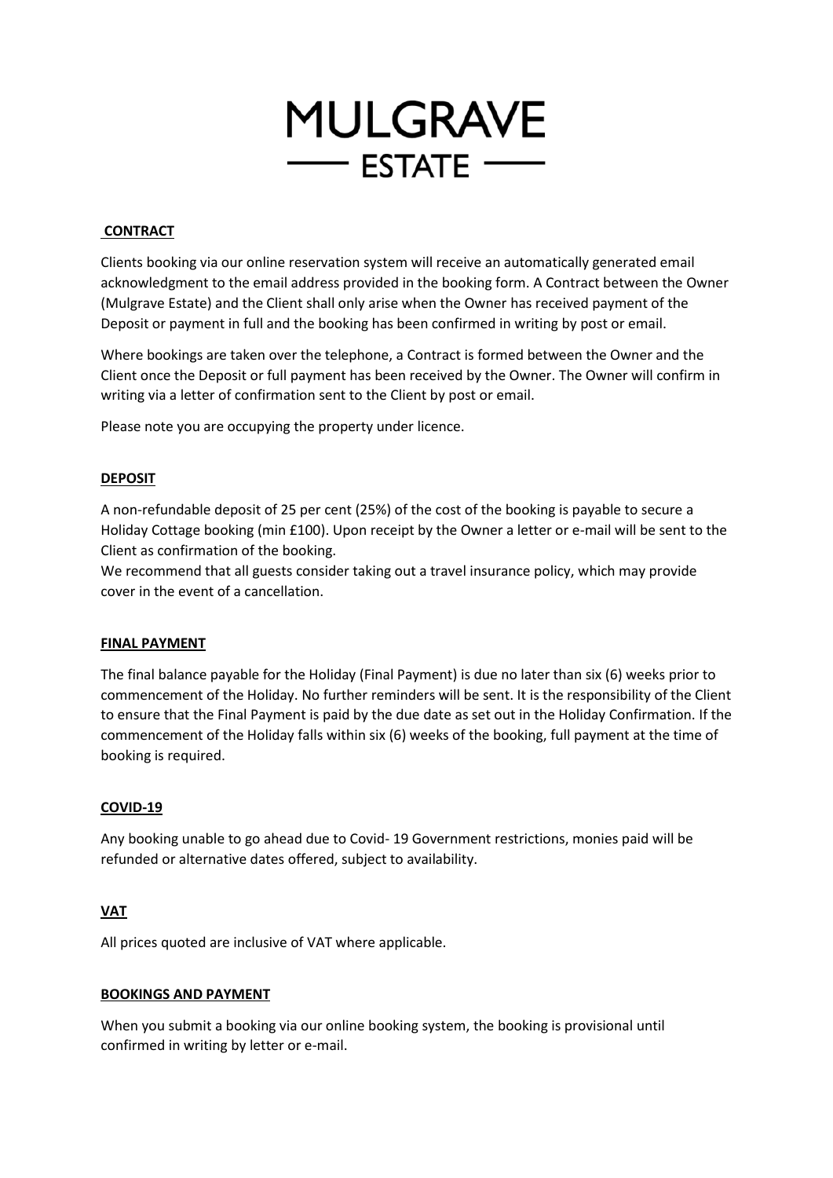# MULGRAVE ESTATE

## CONTRACT

Clients booking via our online reservation system will receive an automatically generated email acknowledgment to the email address provided in the booking form. A Contract between the Owner (Mulgrave Estate) and the Client shall only arise when the Owner has received payment of the Deposit or payment in full and the booking has been confirmed in writing by post or email.

Where bookings are taken over the telephone, a Contract is formed between the Owner and the Client once the Deposit or full payment has been received by the Owner. The Owner will confirm in writing via a letter of confirmation sent to the Client by post or email.

Please note you are occupying the property under licence.

## DEPOSIT

A non-refundable deposit of 25 per cent (25%) of the cost of the booking is payable to secure a Holiday Cottage booking (min £100). Upon receipt by the Owner a letter or e-mail will be sent to the Client as confirmation of the booking.
We recommend that all guests consider taking out a travel insurance policy, which may provide cover in the event of a cancellation.

## FINAL PAYMENT

The final balance payable for the Holiday (Final Payment) is due no later than six (6) weeks prior to commencement of the Holiday. No further reminders will be sent. It is the responsibility of the Client to ensure that the Final Payment is paid by the due date as set out in the Holiday Confirmation. If the commencement of the Holiday falls within six (6) weeks of the booking, full payment at the time of booking is required.

## COVID-19

Any booking unable to go ahead due to Covid- 19 Government restrictions, monies paid will be refunded or alternative dates offered, subject to availability.

## VAT

All prices quoted are inclusive of VAT where applicable.

## BOOKINGS AND PAYMENT

When you submit a booking via our online booking system, the booking is provisional until confirmed in writing by letter or e-mail.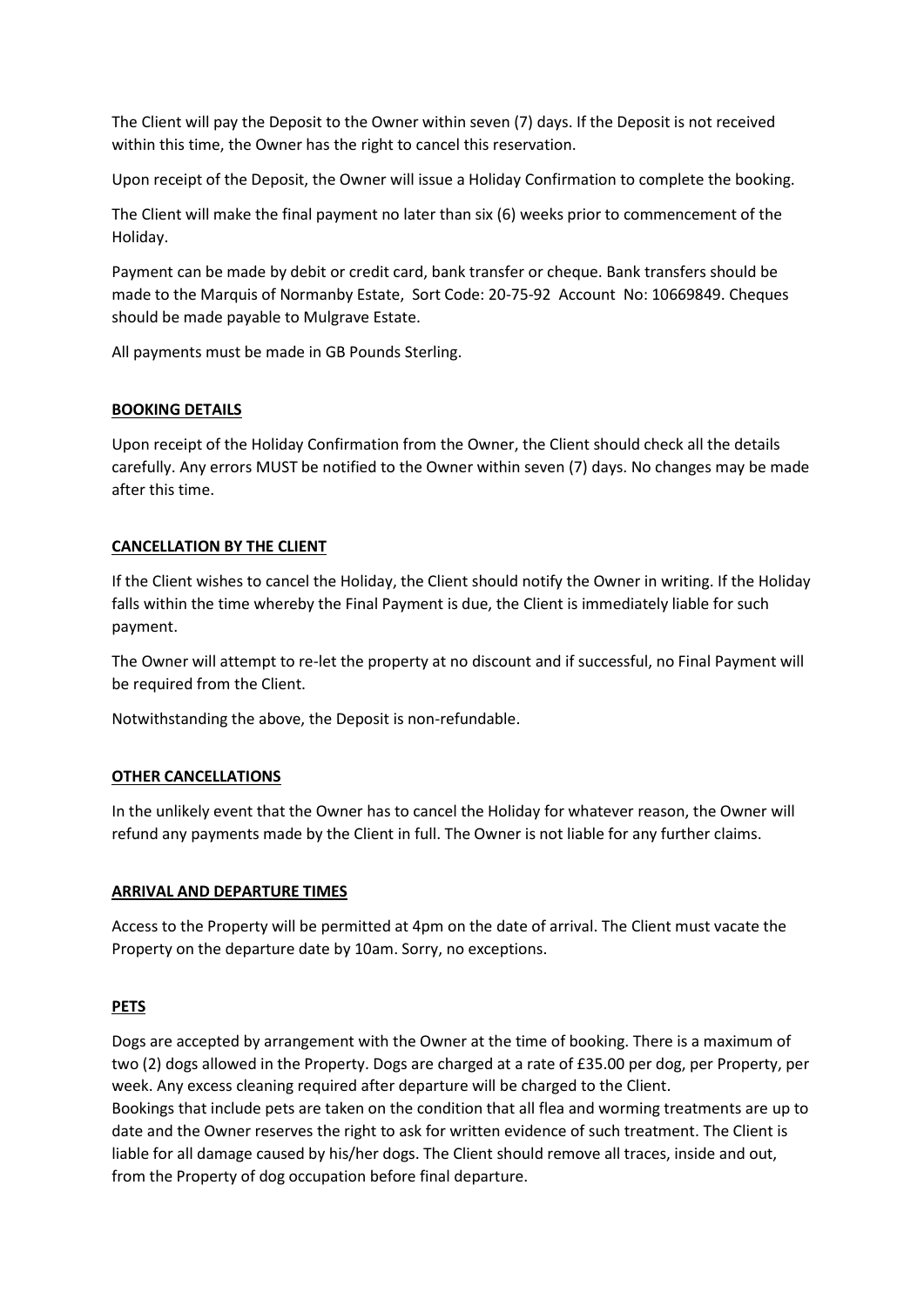The Client will pay the Deposit to the Owner within seven (7) days. If the Deposit is not received within this time, the Owner has the right to cancel this reservation.

Upon receipt of the Deposit, the Owner will issue a Holiday Confirmation to complete the booking.

The Client will make the final payment no later than six (6) weeks prior to commencement of the Holiday.

Payment can be made by debit or credit card, bank transfer or cheque. Bank transfers should be made to the Marquis of Normanby Estate, Sort Code: 20-75-92 Account No: 10669849. Cheques should be made payable to Mulgrave Estate.

All payments must be made in GB Pounds Sterling.

## BOOKING DETAILS

Upon receipt of the Holiday Confirmation from the Owner, the Client should check all the details carefully. Any errors MUST be notified to the Owner within seven (7) days. No changes may be made after this time.

## CANCELLATION BY THE CLIENT

If the Client wishes to cancel the Holiday, the Client should notify the Owner in writing. If the Holiday falls within the time whereby the Final Payment is due, the Client is immediately liable for such payment.

The Owner will attempt to re-let the property at no discount and if successful, no Final Payment will be required from the Client.

Notwithstanding the above, the Deposit is non-refundable.

## OTHER CANCELLATIONS

In the unlikely event that the Owner has to cancel the Holiday for whatever reason, the Owner will refund any payments made by the Client in full. The Owner is not liable for any further claims.

## ARRIVAL AND DEPARTURE TIMES

Access to the Property will be permitted at 4pm on the date of arrival. The Client must vacate the Property on the departure date by 10am. Sorry, no exceptions.

## PETS

Dogs are accepted by arrangement with the Owner at the time of booking. There is a maximum of two (2) dogs allowed in the Property. Dogs are charged at a rate of £35.00 per dog, per Property, per week. Any excess cleaning required after departure will be charged to the Client.

Bookings that include pets are taken on the condition that all flea and worming treatments are up to date and the Owner reserves the right to ask for written evidence of such treatment. The Client is liable for all damage caused by his/her dogs. The Client should remove all traces, inside and out, from the Property of dog occupation before final departure.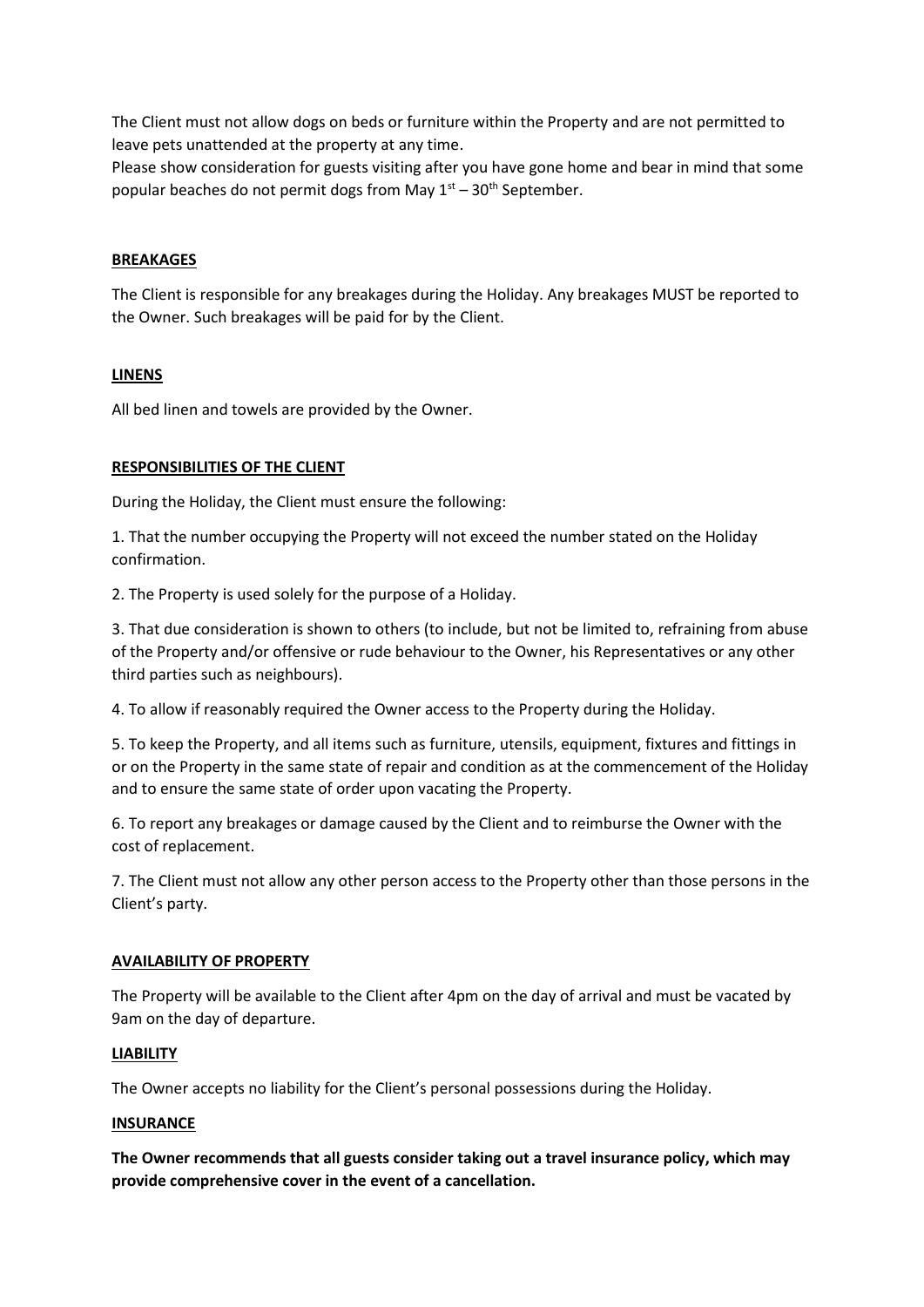The Client must not allow dogs on beds or furniture within the Property and are not permitted to leave pets unattended at the property at any time.
Please show consideration for guests visiting after you have gone home and bear in mind that some popular beaches do not permit dogs from May 1st – 30th September.

## BREAKAGES

The Client is responsible for any breakages during the Holiday. Any breakages MUST be reported to the Owner. Such breakages will be paid for by the Client.

## LINENS

All bed linen and towels are provided by the Owner.

## RESPONSIBILITIES OF THE CLIENT

During the Holiday, the Client must ensure the following:

1. That the number occupying the Property will not exceed the number stated on the Holiday confirmation.

2. The Property is used solely for the purpose of a Holiday.

3. That due consideration is shown to others (to include, but not be limited to, refraining from abuse of the Property and/or offensive or rude behaviour to the Owner, his Representatives or any other third parties such as neighbours).

4. To allow if reasonably required the Owner access to the Property during the Holiday.

5. To keep the Property, and all items such as furniture, utensils, equipment, fixtures and fittings in or on the Property in the same state of repair and condition as at the commencement of the Holiday and to ensure the same state of order upon vacating the Property.

6. To report any breakages or damage caused by the Client and to reimburse the Owner with the cost of replacement.

7. The Client must not allow any other person access to the Property other than those persons in the Client's party.

## AVAILABILITY OF PROPERTY

The Property will be available to the Client after 4pm on the day of arrival and must be vacated by 9am on the day of departure.

## LIABILITY

The Owner accepts no liability for the Client's personal possessions during the Holiday.

## INSURANCE

**The Owner recommends that all guests consider taking out a travel insurance policy, which may provide comprehensive cover in the event of a cancellation.**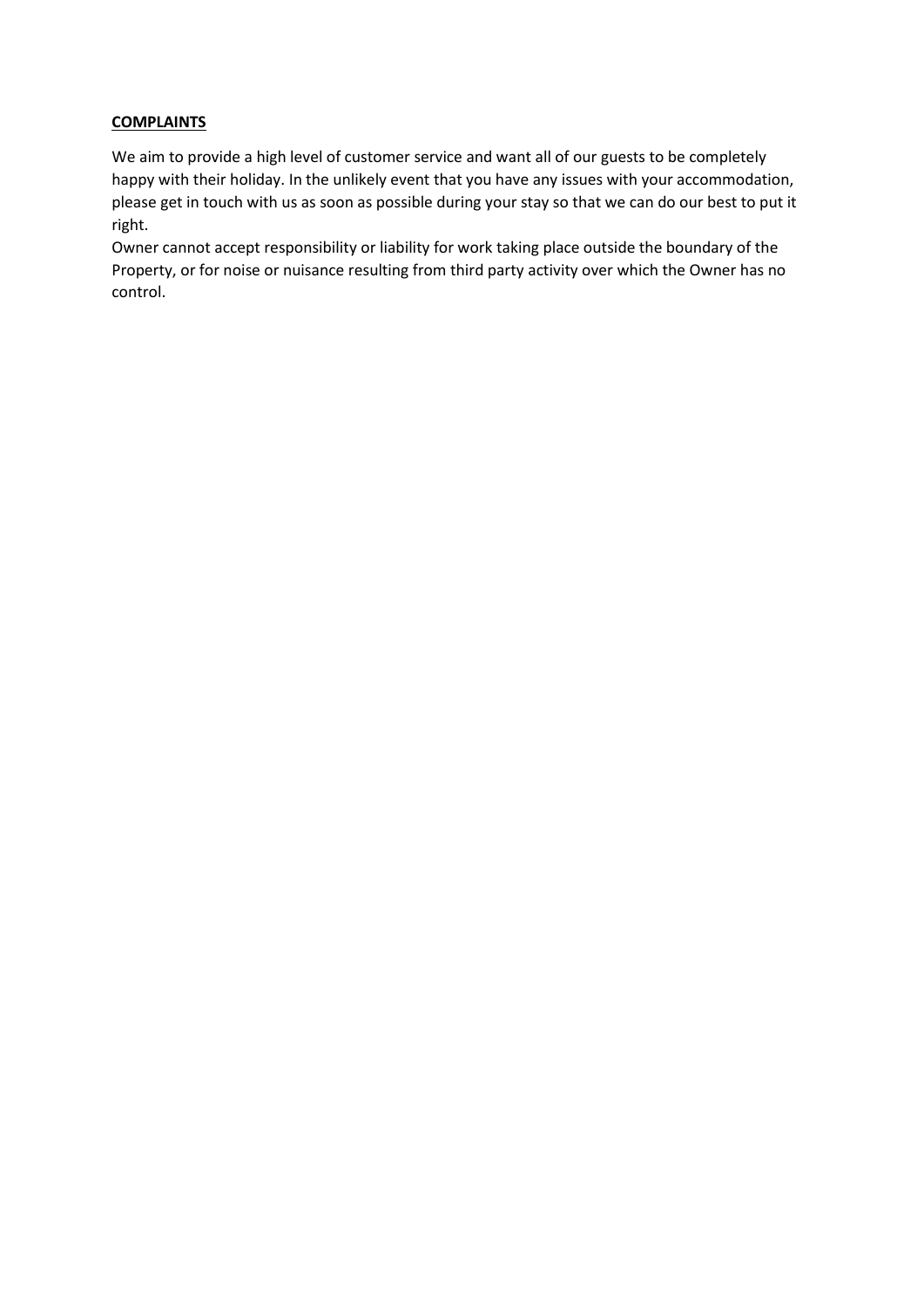**COMPLAINTS**

We aim to provide a high level of customer service and want all of our guests to be completely happy with their holiday. In the unlikely event that you have any issues with your accommodation, please get in touch with us as soon as possible during your stay so that we can do our best to put it right.

Owner cannot accept responsibility or liability for work taking place outside the boundary of the Property, or for noise or nuisance resulting from third party activity over which the Owner has no control.